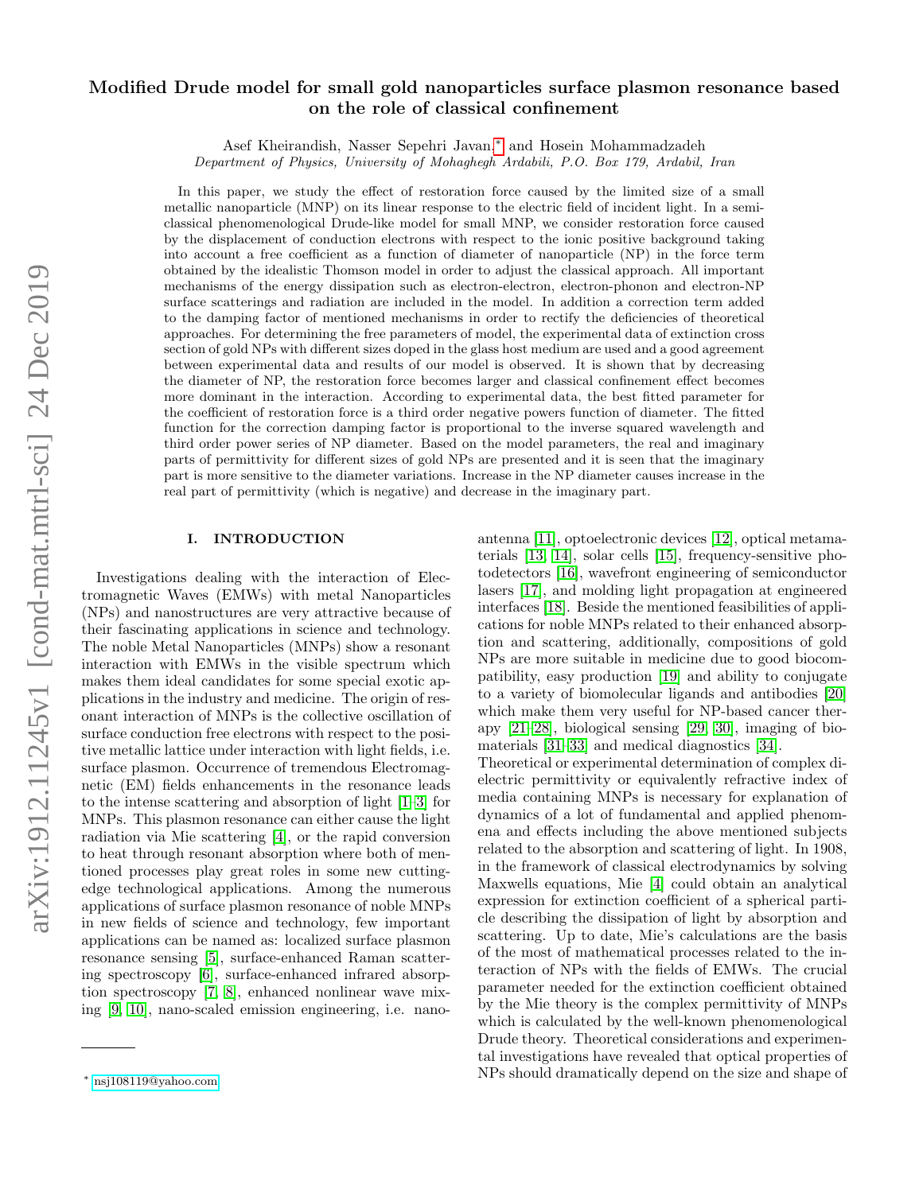# Modified Drude model for small gold nanoparticles surface plasmon resonance based on the role of classical confinement

Asef Kheirandish, Nasser Sepehri Javan,* and Hosein Mohammadzadeh

*Department of Physics, University of Mohaghegh Ardabili, P.O. Box 179, Ardabil, Iran*

In this paper, we study the effect of restoration force caused by the limited size of a small metallic nanoparticle (MNP) on its linear response to the electric field of incident light. In a semi-classical phenomenological Drude-like model for small MNP, we consider restoration force caused by the displacement of conduction electrons with respect to the ionic positive background taking into account a free coefficient as a function of diameter of nanoparticle (NP) in the force term obtained by the idealistic Thomson model in order to adjust the classical approach. All important mechanisms of the energy dissipation such as electron-electron, electron-phonon and electron-NP surface scatterings and radiation are included in the model. In addition a correction term added to the damping factor of mentioned mechanisms in order to rectify the deficiencies of theoretical approaches. For determining the free parameters of model, the experimental data of extinction cross section of gold NPs with different sizes doped in the glass host medium are used and a good agreement between experimental data and results of our model is observed. It is shown that by decreasing the diameter of NP, the restoration force becomes larger and classical confinement effect becomes more dominant in the interaction. According to experimental data, the best fitted parameter for the coefficient of restoration force is a third order negative powers function of diameter. The fitted function for the correction damping factor is proportional to the inverse squared wavelength and third order power series of NP diameter. Based on the model parameters, the real and imaginary parts of permittivity for different sizes of gold NPs are presented and it is seen that the imaginary part is more sensitive to the diameter variations. Increase in the NP diameter causes increase in the real part of permittivity (which is negative) and decrease in the imaginary part.

## I. INTRODUCTION

Investigations dealing with the interaction of Electromagnetic Waves (EMWs) with metal Nanoparticles (NPs) and nanostructures are very attractive because of their fascinating applications in science and technology. The noble Metal Nanoparticles (MNPs) show a resonant interaction with EMWs in the visible spectrum which makes them ideal candidates for some special exotic applications in the industry and medicine. The origin of resonant interaction of MNPs is the collective oscillation of surface conduction free electrons with respect to the positive metallic lattice under interaction with light fields, i.e. surface plasmon. Occurrence of tremendous Electromagnetic (EM) fields enhancements in the resonance leads to the intense scattering and absorption of light [1–3] for MNPs. This plasmon resonance can either cause the light radiation via Mie scattering [4], or the rapid conversion to heat through resonant absorption where both of mentioned processes play great roles in some new cutting-edge technological applications. Among the numerous applications of surface plasmon resonance of noble MNPs in new fields of science and technology, few important applications can be named as: localized surface plasmon resonance sensing [5], surface-enhanced Raman scattering spectroscopy [6], surface-enhanced infrared absorption spectroscopy [7, 8], enhanced nonlinear wave mixing [9, 10], nano-scaled emission engineering, i.e. nano-antenna [11], optoelectronic devices [12], optical metamaterials [13, 14], solar cells [15], frequency-sensitive photodetectors [16], wavefront engineering of semiconductor lasers [17], and molding light propagation at engineered interfaces [18]. Beside the mentioned feasibilities of applications for noble MNPs related to their enhanced absorption and scattering, additionally, compositions of gold NPs are more suitable in medicine due to good biocompatibility, easy production [19] and ability to conjugate to a variety of biomolecular ligands and antibodies [20] which make them very useful for NP-based cancer therapy [21–28], biological sensing [29, 30], imaging of biomaterials [31–33] and medical diagnostics [34].

Theoretical or experimental determination of complex dielectric permittivity or equivalently refractive index of media containing MNPs is necessary for explanation of dynamics of a lot of fundamental and applied phenomena and effects including the above mentioned subjects related to the absorption and scattering of light. In 1908, in the framework of classical electrodynamics by solving Maxwells equations, Mie [4] could obtain an analytical expression for extinction coefficient of a spherical particle describing the dissipation of light by absorption and scattering. Up to date, Mie's calculations are the basis of the most of mathematical processes related to the interaction of NPs with the fields of EMWs. The crucial parameter needed for the extinction coefficient obtained by the Mie theory is the complex permittivity of MNPs which is calculated by the well-known phenomenological Drude theory. Theoretical considerations and experimental investigations have revealed that optical properties of NPs should dramatically depend on the size and shape of

* nsj108119@yahoo.com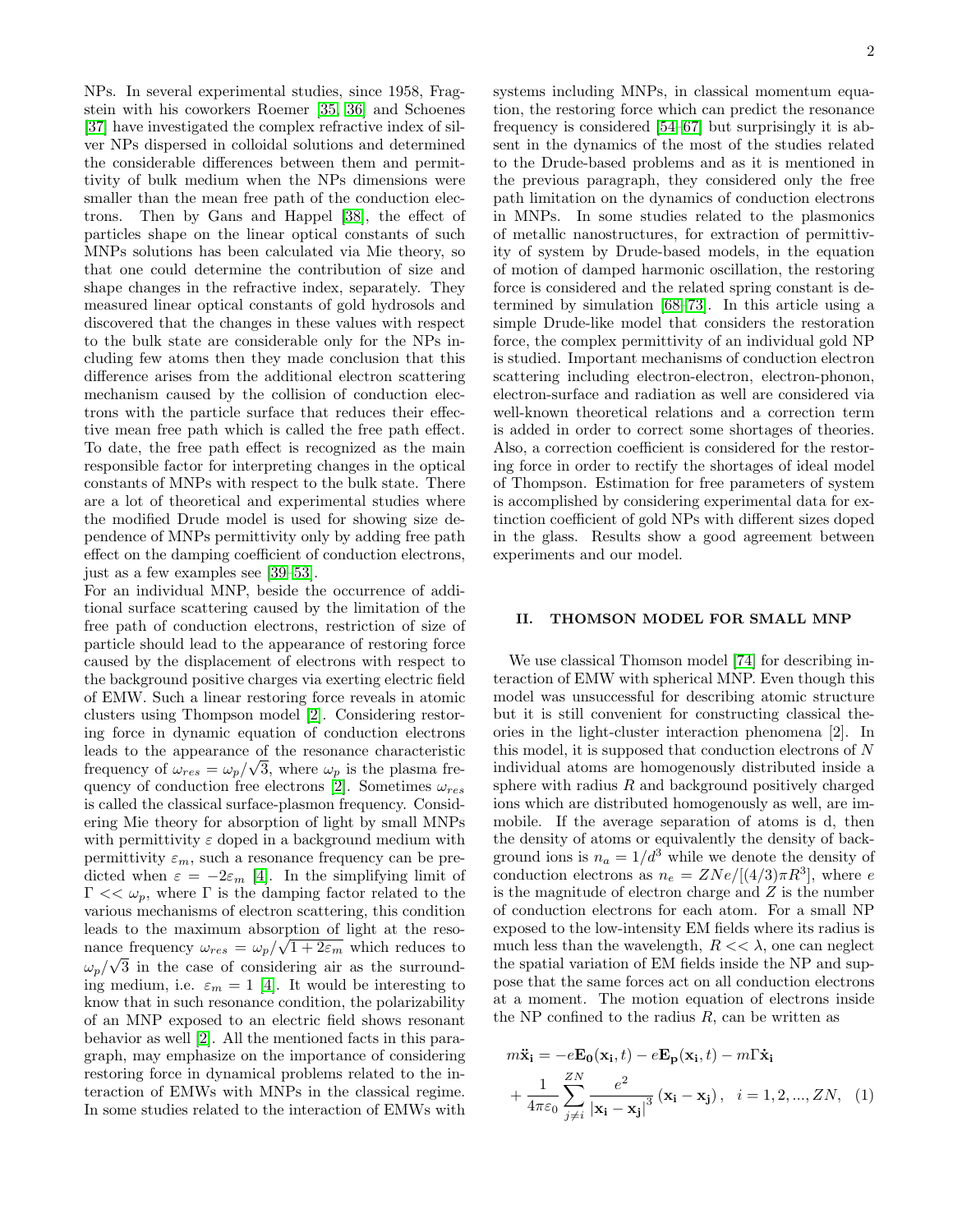NPs. In several experimental studies, since 1958, Fragstein with his coworkers Roemer [35, 36] and Schoenes [37] have investigated the complex refractive index of silver NPs dispersed in colloidal solutions and determined the considerable differences between them and permittivity of bulk medium when the NPs dimensions were smaller than the mean free path of the conduction electrons. Then by Gans and Happel [38], the effect of particles shape on the linear optical constants of such MNPs solutions has been calculated via Mie theory, so that one could determine the contribution of size and shape changes in the refractive index, separately. They measured linear optical constants of gold hydrosols and discovered that the changes in these values with respect to the bulk state are considerable only for the NPs including few atoms then they made conclusion that this difference arises from the additional electron scattering mechanism caused by the collision of conduction electrons with the particle surface that reduces their effective mean free path which is called the free path effect. To date, the free path effect is recognized as the main responsible factor for interpreting changes in the optical constants of MNPs with respect to the bulk state. There are a lot of theoretical and experimental studies where the modified Drude model is used for showing size dependence of MNPs permittivity only by adding free path effect on the damping coefficient of conduction electrons, just as a few examples see [39–53].

For an individual MNP, beside the occurrence of additional surface scattering caused by the limitation of the free path of conduction electrons, restriction of size of particle should lead to the appearance of restoring force caused by the displacement of electrons with respect to the background positive charges via exerting electric field of EMW. Such a linear restoring force reveals in atomic clusters using Thompson model [2]. Considering restoring force in dynamic equation of conduction electrons leads to the appearance of the resonance characteristic frequency of $\omega_{res} = \omega_p/\sqrt{3}$, where $\omega_p$ is the plasma frequency of conduction free electrons [2]. Sometimes $\omega_{res}$ is called the classical surface-plasmon frequency. Considering Mie theory for absorption of light by small MNPs with permittivity $\varepsilon$ doped in a background medium with permittivity $\varepsilon_m$, such a resonance frequency can be predicted when $\varepsilon = -2\varepsilon_m$ [4]. In the simplifying limit of $\Gamma << \omega_p$, where $\Gamma$ is the damping factor related to the various mechanisms of electron scattering, this condition leads to the maximum absorption of light at the resonance frequency $\omega_{res} = \omega_p/\sqrt{1+2\varepsilon_m}$ which reduces to $\omega_p/\sqrt{3}$ in the case of considering air as the surrounding medium, i.e. $\varepsilon_m = 1$ [4]. It would be interesting to know that in such resonance condition, the polarizability of an MNP exposed to an electric field shows resonant behavior as well [2]. All the mentioned facts in this paragraph, may emphasize on the importance of considering restoring force in dynamical problems related to the interaction of EMWs with MNPs in the classical regime. In some studies related to the interaction of EMWs with systems including MNPs, in classical momentum equation, the restoring force which can predict the resonance frequency is considered [54–67] but surprisingly it is absent in the dynamics of the most of the studies related to the Drude-based problems and as it is mentioned in the previous paragraph, they considered only the free path limitation on the dynamics of conduction electrons in MNPs. In some studies related to the plasmonics of metallic nanostructures, for extraction of permittivity of system by Drude-based models, in the equation of motion of damped harmonic oscillation, the restoring force is considered and the related spring constant is determined by simulation [68–73]. In this article using a simple Drude-like model that considers the restoration force, the complex permittivity of an individual gold NP is studied. Important mechanisms of conduction electron scattering including electron-electron, electron-phonon, electron-surface and radiation as well are considered via well-known theoretical relations and a correction term is added in order to correct some shortages of theories. Also, a correction coefficient is considered for the restoring force in order to rectify the shortages of ideal model of Thompson. Estimation for free parameters of system is accomplished by considering experimental data for extinction coefficient of gold NPs with different sizes doped in the glass. Results show a good agreement between experiments and our model.

## II. THOMSON MODEL FOR SMALL MNP

We use classical Thomson model [74] for describing interaction of EMW with spherical MNP. Even though this model was unsuccessful for describing atomic structure but it is still convenient for constructing classical theories in the light-cluster interaction phenomena [2]. In this model, it is supposed that conduction electrons of $N$ individual atoms are homogenously distributed inside a sphere with radius $R$ and background positively charged ions which are distributed homogenously as well, are immobile. If the average separation of atoms is d, then the density of atoms or equivalently the density of background ions is $n_a = 1/d^3$ while we denote the density of conduction electrons as $n_e = ZNe/[(4/3)\pi R^3]$, where $e$ is the magnitude of electron charge and $Z$ is the number of conduction electrons for each atom. For a small NP exposed to the low-intensity EM fields where its radius is much less than the wavelength, $R << \lambda$, one can neglect the spatial variation of EM fields inside the NP and suppose that the same forces act on all conduction electrons at a moment. The motion equation of electrons inside the NP confined to the radius $R$, can be written as

$$m\ddot{\mathbf{x}}_\mathbf{i} = -e\mathbf{E_0}(\mathbf{x_i}, t) - e\mathbf{E_p}(\mathbf{x_i}, t) - m\Gamma\dot{\mathbf{x}}_\mathbf{i} + \frac{1}{4\pi\varepsilon_0}\sum_{j\neq i}^{ZN}\frac{e^2}{|\mathbf{x_i} - \mathbf{x_j}|^3}(\mathbf{x_i} - \mathbf{x_j}), \quad i = 1, 2, ..., ZN, \quad (1)$$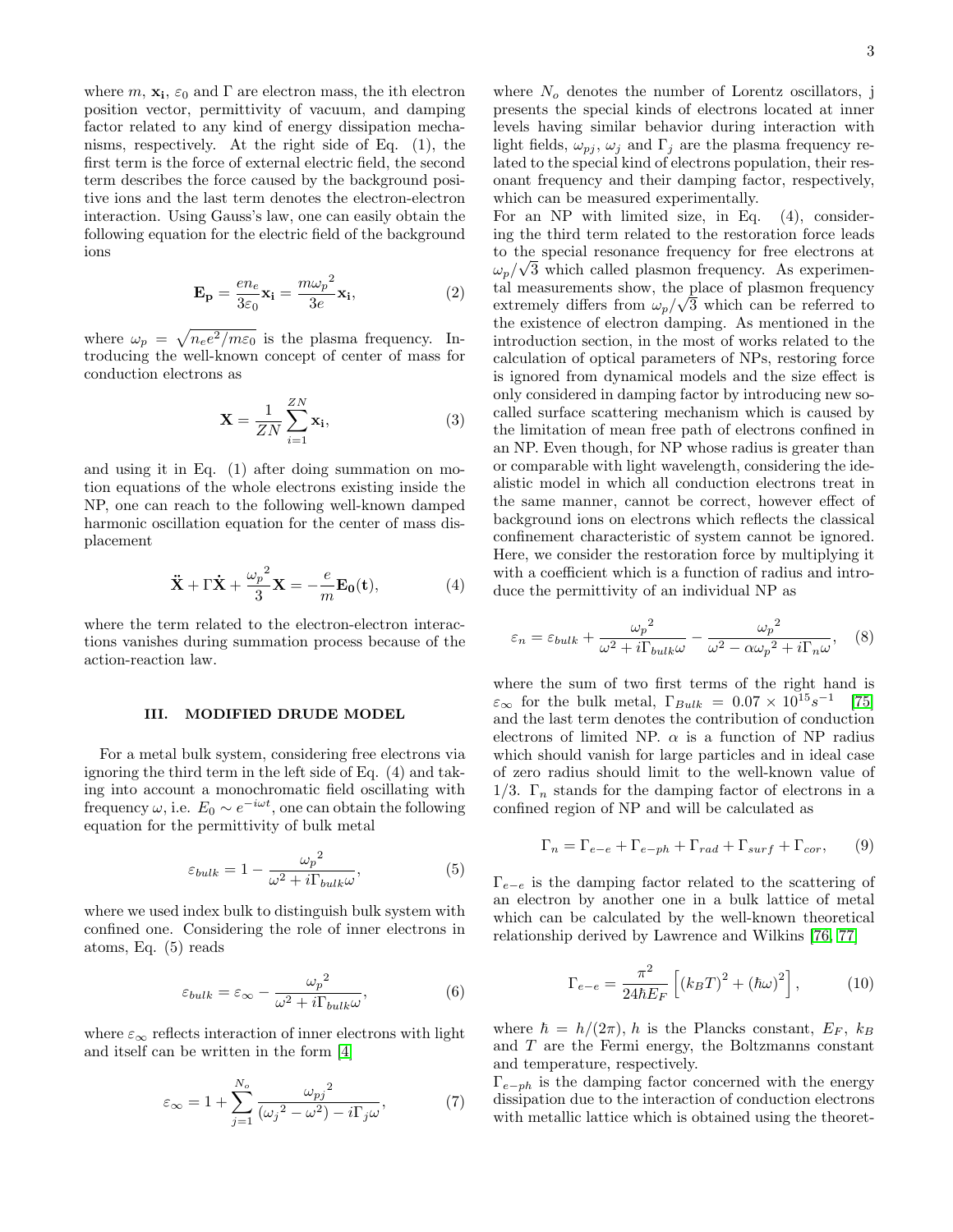where $m$, $\mathbf{x_i}$, $\varepsilon_0$ and $\Gamma$ are electron mass, the ith electron position vector, permittivity of vacuum, and damping factor related to any kind of energy dissipation mechanisms, respectively. At the right side of Eq. (1), the first term is the force of external electric field, the second term describes the force caused by the background positive ions and the last term denotes the electron-electron interaction. Using Gauss's law, one can easily obtain the following equation for the electric field of the background ions

$$\mathbf{E_p} = \frac{e n_e}{3\varepsilon_0}\mathbf{x_i} = \frac{m{\omega_p}^2}{3e}\mathbf{x_i}, \tag{2}$$

where $\omega_p = \sqrt{n_e e^2/m\varepsilon_0}$ is the plasma frequency. Introducing the well-known concept of center of mass for conduction electrons as

$$\mathbf{X} = \frac{1}{ZN}\sum_{i=1}^{ZN}\mathbf{x_i}, \tag{3}$$

and using it in Eq. (1) after doing summation on motion equations of the whole electrons existing inside the NP, one can reach to the following well-known damped harmonic oscillation equation for the center of mass displacement

$$\ddot{\mathbf{X}} + \Gamma\dot{\mathbf{X}} + \frac{{\omega_p}^2}{3}\mathbf{X} = -\frac{e}{m}\mathbf{E_0(t)}, \tag{4}$$

where the term related to the electron-electron interactions vanishes during summation process because of the action-reaction law.

## III. MODIFIED DRUDE MODEL

For a metal bulk system, considering free electrons via ignoring the third term in the left side of Eq. (4) and taking into account a monochromatic field oscillating with frequency $\omega$, i.e. $E_0 \sim e^{-i\omega t}$, one can obtain the following equation for the permittivity of bulk metal

$$\varepsilon_{bulk} = 1 - \frac{{\omega_p}^2}{\omega^2 + i\Gamma_{bulk}\omega}, \tag{5}$$

where we used index bulk to distinguish bulk system with confined one. Considering the role of inner electrons in atoms, Eq. (5) reads

$$\varepsilon_{bulk} = \varepsilon_\infty - \frac{{\omega_p}^2}{\omega^2 + i\Gamma_{bulk}\omega}, \tag{6}$$

where $\varepsilon_\infty$ reflects interaction of inner electrons with light and itself can be written in the form [4]

$$\varepsilon_\infty = 1 + \sum_{j=1}^{N_o}\frac{{\omega_{pj}}^2}{({\omega_j}^2 - \omega^2) - i\Gamma_j\omega}, \tag{7}$$

where $N_o$ denotes the number of Lorentz oscillators, j presents the special kinds of electrons located at inner levels having similar behavior during interaction with light fields, $\omega_{pj}$, $\omega_j$ and $\Gamma_j$ are the plasma frequency related to the special kind of electrons population, their resonant frequency and their damping factor, respectively, which can be measured experimentally.

For an NP with limited size, in Eq. (4), considering the third term related to the restoration force leads to the special resonance frequency for free electrons at $\omega_p/\sqrt{3}$ which called plasmon frequency. As experimental measurements show, the place of plasmon frequency extremely differs from $\omega_p/\sqrt{3}$ which can be referred to the existence of electron damping. As mentioned in the introduction section, in the most of works related to the calculation of optical parameters of NPs, restoring force is ignored from dynamical models and the size effect is only considered in damping factor by introducing new so-called surface scattering mechanism which is caused by the limitation of mean free path of electrons confined in an NP. Even though, for NP whose radius is greater than or comparable with light wavelength, considering the idealistic model in which all conduction electrons treat in the same manner, cannot be correct, however effect of background ions on electrons which reflects the classical confinement characteristic of system cannot be ignored. Here, we consider the restoration force by multiplying it with a coefficient which is a function of radius and introduce the permittivity of an individual NP as

$$\varepsilon_n = \varepsilon_{bulk} + \frac{{\omega_p}^2}{\omega^2 + i\Gamma_{bulk}\omega} - \frac{{\omega_p}^2}{\omega^2 - \alpha{\omega_p}^2 + i\Gamma_n\omega}, \tag{8}$$

where the sum of two first terms of the right hand is $\varepsilon_\infty$ for the bulk metal, $\Gamma_{Bulk} = 0.07 \times 10^{15}s^{-1}$ [75] and the last term denotes the contribution of conduction electrons of limited NP. $\alpha$ is a function of NP radius which should vanish for large particles and in ideal case of zero radius should limit to the well-known value of $1/3$. $\Gamma_n$ stands for the damping factor of electrons in a confined region of NP and will be calculated as

$$\Gamma_n = \Gamma_{e-e} + \Gamma_{e-ph} + \Gamma_{rad} + \Gamma_{surf} + \Gamma_{cor}, \tag{9}$$

$\Gamma_{e-e}$ is the damping factor related to the scattering of an electron by another one in a bulk lattice of metal which can be calculated by the well-known theoretical relationship derived by Lawrence and Wilkins [76, 77]

$$\Gamma_{e-e} = \frac{\pi^2}{24\hbar E_F}\left[(k_B T)^2 + (\hbar\omega)^2\right], \tag{10}$$

where $\hbar = h/(2\pi)$, $h$ is the Plancks constant, $E_F$, $k_B$ and $T$ are the Fermi energy, the Boltzmanns constant and temperature, respectively.

$\Gamma_{e-ph}$ is the damping factor concerned with the energy dissipation due to the interaction of conduction electrons with metallic lattice which is obtained using the theoret-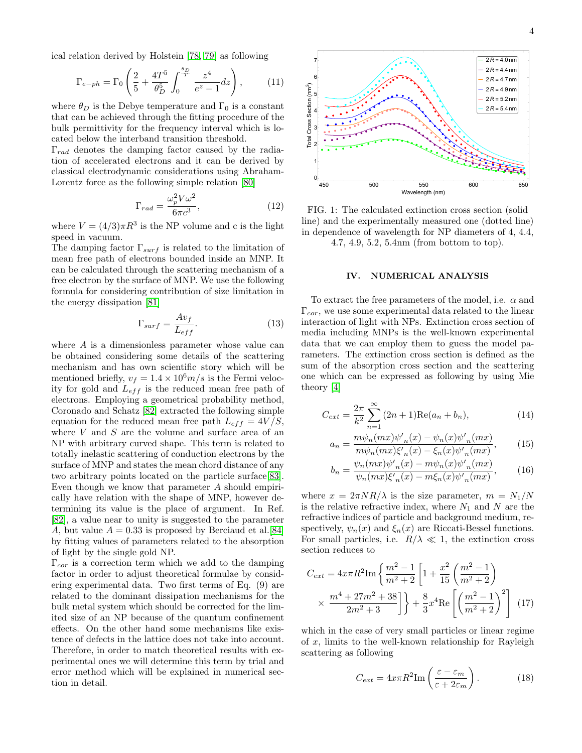ical relation derived by Holstein [78, 79] as following

$$\Gamma_{e-ph} = \Gamma_0 \left( \frac{2}{5} + \frac{4T^5}{\theta_D^5} \int_0^{\frac{\theta_D}{T}} \frac{z^4}{e^z - 1} dz \right), \tag{11}$$

where $\theta_D$ is the Debye temperature and $\Gamma_0$ is a constant that can be achieved through the fitting procedure of the bulk permittivity for the frequency interval which is located below the interband transition threshold.

$\Gamma_{rad}$ denotes the damping factor caused by the radiation of accelerated electrons and it can be derived by classical electrodynamic considerations using Abraham-Lorentz force as the following simple relation [80]

$$\Gamma_{rad} = \frac{\omega_p^2 V \omega^2}{6\pi c^3}, \tag{12}$$

where $V = (4/3)\pi R^3$ is the NP volume and c is the light speed in vacuum.

The damping factor $\Gamma_{surf}$ is related to the limitation of mean free path of electrons bounded inside an MNP. It can be calculated through the scattering mechanism of a free electron by the surface of MNP. We use the following formula for considering contribution of size limitation in the energy dissipation [81]

$$\Gamma_{surf} = \frac{A v_f}{L_{eff}}. \tag{13}$$

where $A$ is a dimensionless parameter whose value can be obtained considering some details of the scattering mechanism and has own scientific story which will be mentioned briefly, $v_f = 1.4 \times 10^6 m/s$ is the Fermi velocity for gold and $L_{eff}$ is the reduced mean free path of electrons. Employing a geometrical probability method, Coronado and Schatz [82] extracted the following simple equation for the reduced mean free path $L_{eff} = 4V/S$, where $V$ and $S$ are the volume and surface area of an NP with arbitrary curved shape. This term is related to totally inelastic scattering of conduction electrons by the surface of MNP and states the mean chord distance of any two arbitrary points located on the particle surface[83]. Even though we know that parameter $A$ should empirically have relation with the shape of MNP, however determining its value is the place of argument. In Ref. [82], a value near to unity is suggested to the parameter $A$, but value $A = 0.33$ is proposed by Berciaud et al.[84] by fitting values of parameters related to the absorption of light by the single gold NP.

$\Gamma_{cor}$ is a correction term which we add to the damping factor in order to adjust theoretical formulae by considering experimental data. Two first terms of Eq. (9) are related to the dominant dissipation mechanisms for the bulk metal system which should be corrected for the limited size of an NP because of the quantum confinement effects. On the other hand some mechanisms like existence of defects in the lattice does not take into account. Therefore, in order to match theoretical results with experimental ones we will determine this term by trial and error method which will be explained in numerical section in detail.

FIG. 1: The calculated extinction cross section (solid line) and the experimentally measured one (dotted line) in dependence of wavelength for NP diameters of 4, 4.4, 4.7, 4.9, 5.2, 5.4nm (from bottom to top).

## IV. NUMERICAL ANALYSIS

To extract the free parameters of the model, i.e. $\alpha$ and $\Gamma_{cor}$, we use some experimental data related to the linear interaction of light with NPs. Extinction cross section of media including MNPs is the well-known experimental data that we can employ them to guess the model parameters. The extinction cross section is defined as the sum of the absorption cross section and the scattering one which can be expressed as following by using Mie theory [4]

$$C_{ext} = \frac{2\pi}{k^2} \sum_{n=1}^{\infty} (2n+1) \mathrm{Re}(a_n + b_n), \tag{14}$$

$$a_n = \frac{m\psi_n(mx)\psi'_n(x) - \psi_n(x)\psi'_n(mx)}{m\psi_n(mx)\xi'_n(x) - \xi_n(x)\psi'_n(mx)}, \tag{15}$$

$$b_n = \frac{\psi_n(mx)\psi'_n(x) - m\psi_n(x)\psi'_n(mx)}{\psi_n(mx)\xi'_n(x) - m\xi_n(x)\psi'_n(mx)}, \tag{16}$$

where $x = 2\pi NR/\lambda$ is the size parameter, $m = N_1/N$ is the relative refractive index, where $N_1$ and $N$ are the refractive indices of particle and background medium, respectively, $\psi_n(x)$ and $\xi_n(x)$ are Riccati-Bessel functions. For small particles, i.e. $R/\lambda \ll 1$, the extinction cross section reduces to

$$C_{ext} = 4x\pi R^2 \mathrm{Im}\left\{ \frac{m^2-1}{m^2+2} \left[ 1 + \frac{x^2}{15} \left( \frac{m^2-1}{m^2+2} \right) \times \frac{m^4 + 27m^2 + 38}{2m^2+3} \right] \right\} + \frac{8}{3} x^4 \mathrm{Re}\left[ \left( \frac{m^2-1}{m^2+2} \right)^2 \right] \tag{17}$$

which in the case of very small particles or linear regime of $x$, limits to the well-known relationship for Rayleigh scattering as following

$$C_{ext} = 4x\pi R^2 \mathrm{Im}\left( \frac{\varepsilon - \varepsilon_m}{\varepsilon + 2\varepsilon_m} \right). \tag{18}$$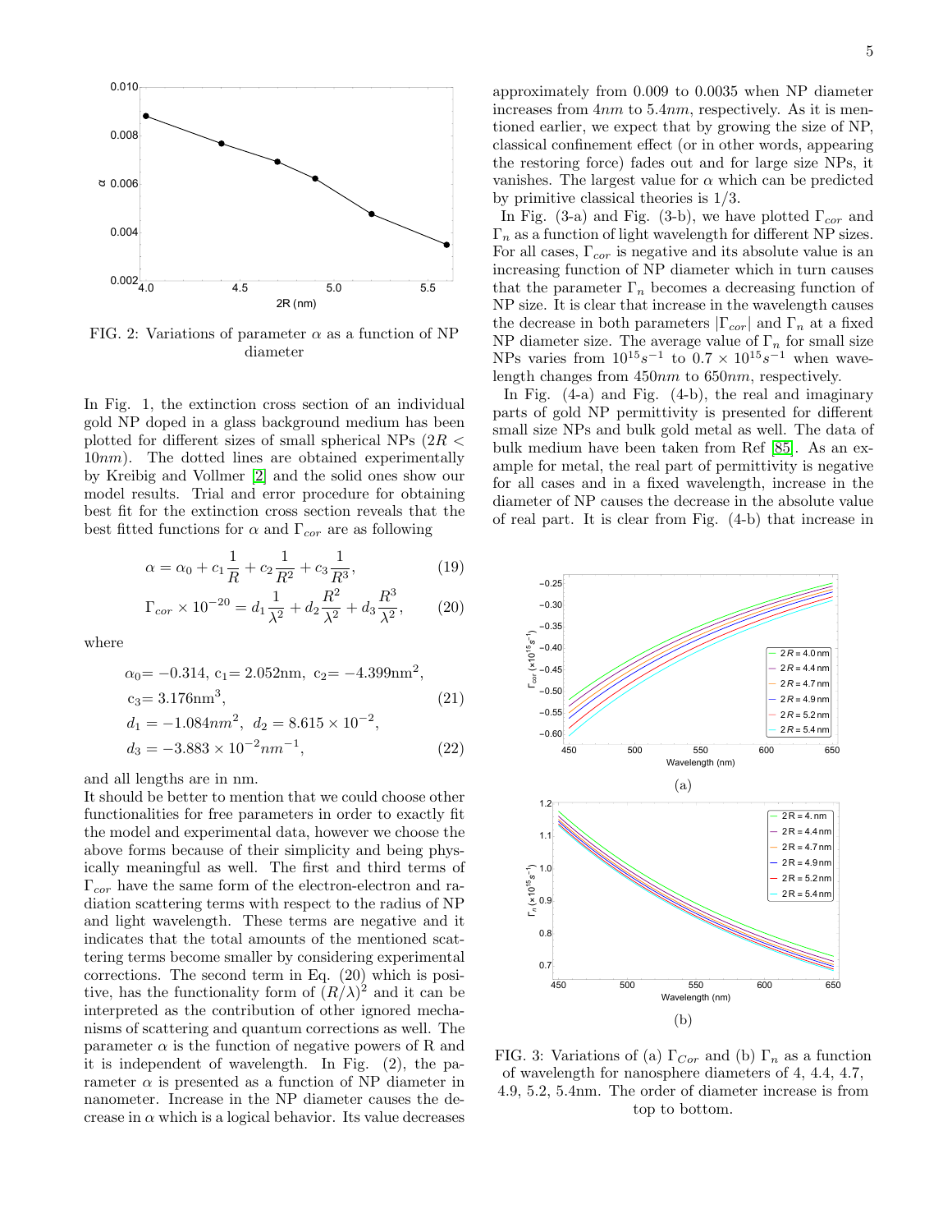FIG. 2: Variations of parameter $\alpha$ as a function of NP diameter

In Fig. 1, the extinction cross section of an individual gold NP doped in a glass background medium has been plotted for different sizes of small spherical NPs ($2R < 10nm$). The dotted lines are obtained experimentally by Kreibig and Vollmer [2] and the solid ones show our model results. Trial and error procedure for obtaining best fit for the extinction cross section reveals that the best fitted functions for $\alpha$ and $\Gamma_{cor}$ are as following

$$\alpha = \alpha_0 + c_1\frac{1}{R} + c_2\frac{1}{R^2} + c_3\frac{1}{R^3}, \tag{19}$$

$$\Gamma_{cor} \times 10^{-20} = d_1\frac{1}{\lambda^2} + d_2\frac{R^2}{\lambda^2} + d_3\frac{R^3}{\lambda^2}, \tag{20}$$

where

$$\alpha_0 = -0.314,\ c_1 = 2.052\text{nm},\ c_2 = -4.399\text{nm}^2,$$
$$c_3 = 3.176\text{nm}^3, \tag{21}$$
$$d_1 = -1.084nm^2,\ d_2 = 8.615\times10^{-2},$$
$$d_3 = -3.883\times10^{-2}nm^{-1}, \tag{22}$$

and all lengths are in nm.

It should be better to mention that we could choose other functionalities for free parameters in order to exactly fit the model and experimental data, however we choose the above forms because of their simplicity and being physically meaningful as well. The first and third terms of $\Gamma_{cor}$ have the same form of the electron-electron and radiation scattering terms with respect to the radius of NP and light wavelength. These terms are negative and it indicates that the total amounts of the mentioned scattering terms become smaller by considering experimental corrections. The second term in Eq. (20) which is positive, has the functionality form of $(R/\lambda)^2$ and it can be interpreted as the contribution of other ignored mechanisms of scattering and quantum corrections as well. The parameter $\alpha$ is the function of negative powers of R and it is independent of wavelength. In Fig. (2), the parameter $\alpha$ is presented as a function of NP diameter in nanometer. Increase in the NP diameter causes the decrease in $\alpha$ which is a logical behavior. Its value decreases approximately from 0.009 to 0.0035 when NP diameter increases from $4nm$ to $5.4nm$, respectively. As it is mentioned earlier, we expect that by growing the size of NP, classical confinement effect (or in other words, appearing the restoring force) fades out and for large size NPs, it vanishes. The largest value for $\alpha$ which can be predicted by primitive classical theories is 1/3.

In Fig. (3-a) and Fig. (3-b), we have plotted $\Gamma_{cor}$ and $\Gamma_n$ as a function of light wavelength for different NP sizes. For all cases, $\Gamma_{cor}$ is negative and its absolute value is an increasing function of NP diameter which in turn causes that the parameter $\Gamma_n$ becomes a decreasing function of NP size. It is clear that increase in the wavelength causes the decrease in both parameters $|\Gamma_{cor}|$ and $\Gamma_n$ at a fixed NP diameter size. The average value of $\Gamma_n$ for small size NPs varies from $10^{15}s^{-1}$ to $0.7\times10^{15}s^{-1}$ when wavelength changes from $450nm$ to $650nm$, respectively.

In Fig. (4-a) and Fig. (4-b), the real and imaginary parts of gold NP permittivity is presented for different small size NPs and bulk gold metal as well. The data of bulk medium have been taken from Ref [85]. As an example for metal, the real part of permittivity is negative for all cases and in a fixed wavelength, increase in the diameter of NP causes the decrease in the absolute value of real part. It is clear from Fig. (4-b) that increase in

(a)

(b)

FIG. 3: Variations of (a) $\Gamma_{Cor}$ and (b) $\Gamma_n$ as a function of wavelength for nanosphere diameters of 4, 4.4, 4.7, 4.9, 5.2, 5.4nm. The order of diameter increase is from top to bottom.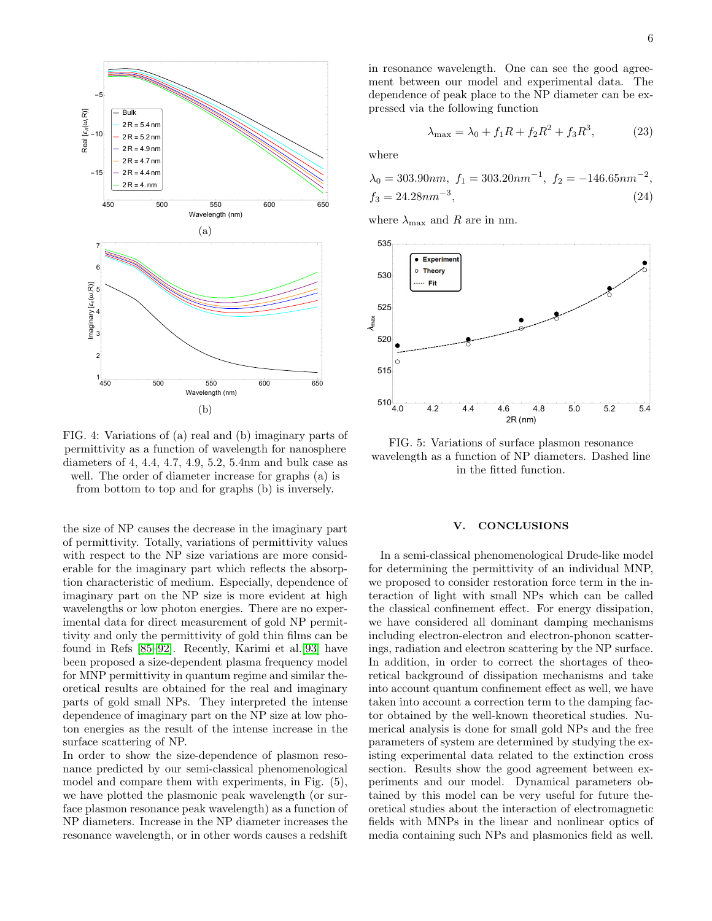FIG. 4: Variations of (a) real and (b) imaginary parts of permittivity as a function of wavelength for nanosphere diameters of 4, 4.4, 4.7, 4.9, 5.2, 5.4nm and bulk case as well. The order of diameter increase for graphs (a) is from bottom to top and for graphs (b) is inversely.

the size of NP causes the decrease in the imaginary part of permittivity. Totally, variations of permittivity values with respect to the NP size variations are more considerable for the imaginary part which reflects the absorption characteristic of medium. Especially, dependence of imaginary part on the NP size is more evident at high wavelengths or low photon energies. There are no experimental data for direct measurement of gold NP permittivity and only the permittivity of gold thin films can be found in Refs [85-92]. Recently, Karimi et al.[93] have been proposed a size-dependent plasma frequency model for MNP permittivity in quantum regime and similar theoretical results are obtained for the real and imaginary parts of gold small NPs. They interpreted the intense dependence of imaginary part on the NP size at low photon energies as the result of the intense increase in the surface scattering of NP.

In order to show the size-dependence of plasmon resonance predicted by our semi-classical phenomenological model and compare them with experiments, in Fig. (5), we have plotted the plasmonic peak wavelength (or surface plasmon resonance peak wavelength) as a function of NP diameters. Increase in the NP diameter increases the resonance wavelength, or in other words causes a redshift in resonance wavelength. One can see the good agreement between our model and experimental data. The dependence of peak place to the NP diameter can be expressed via the following function

$$\lambda_{\max} = \lambda_0 + f_1 R + f_2 R^2 + f_3 R^3, \tag{23}$$

where

$$\lambda_0 = 303.90nm, \; f_1 = 303.20nm^{-1}, \; f_2 = -146.65nm^{-2},$$
$$f_3 = 24.28nm^{-3}, \tag{24}$$

where $\lambda_{\max}$ and $R$ are in nm.

FIG. 5: Variations of surface plasmon resonance wavelength as a function of NP diameters. Dashed line in the fitted function.

## V. CONCLUSIONS

In a semi-classical phenomenological Drude-like model for determining the permittivity of an individual MNP, we proposed to consider restoration force term in the interaction of light with small NPs which can be called the classical confinement effect. For energy dissipation, we have considered all dominant damping mechanisms including electron-electron and electron-phonon scatterings, radiation and electron scattering by the NP surface. In addition, in order to correct the shortages of theoretical background of dissipation mechanisms and take into account quantum confinement effect as well, we have taken into account a correction term to the damping factor obtained by the well-known theoretical studies. Numerical analysis is done for small gold NPs and the free parameters of system are determined by studying the existing experimental data related to the extinction cross section. Results show the good agreement between experiments and our model. Dynamical parameters obtained by this model can be very useful for future theoretical studies about the interaction of electromagnetic fields with MNPs in the linear and nonlinear optics of media containing such NPs and plasmonics field as well.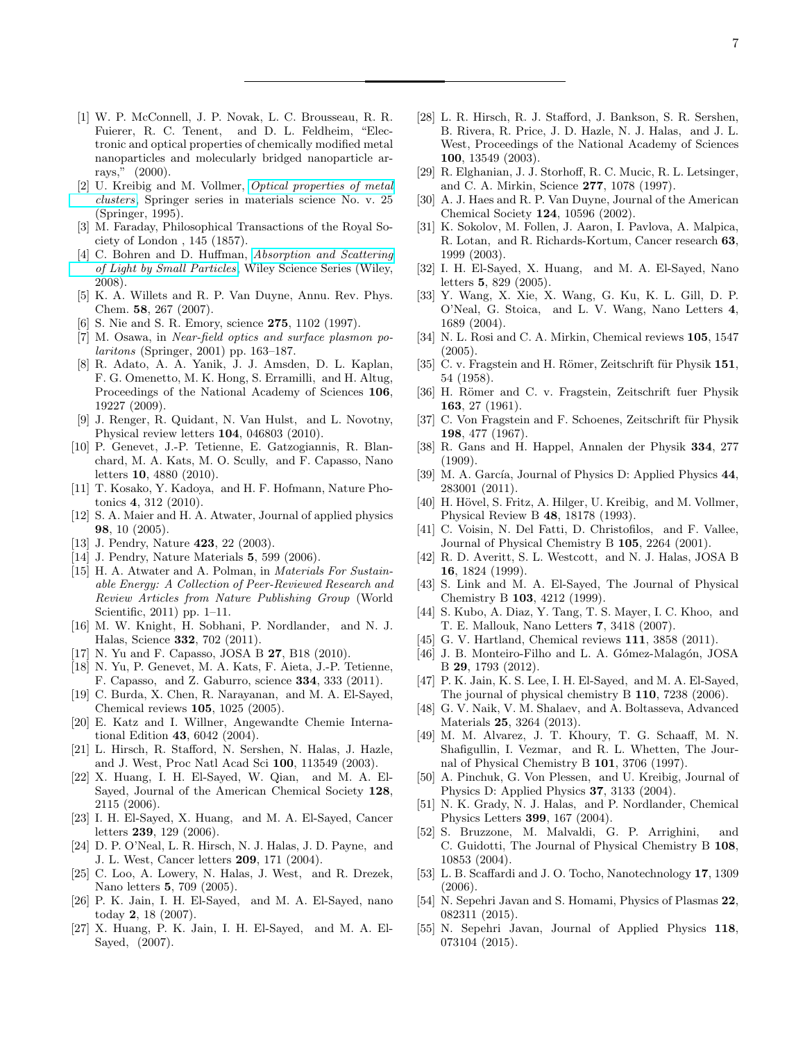[1] W. P. McConnell, J. P. Novak, L. C. Brousseau, R. R. Fuierer, R. C. Tenent, and D. L. Feldheim, "Electronic and optical properties of chemically modified metal nanoparticles and molecularly bridged nanoparticle arrays," (2000).

[2] U. Kreibig and M. Vollmer, *Optical properties of metal clusters*, Springer series in materials science No. v. 25 (Springer, 1995).

[3] M. Faraday, Philosophical Transactions of the Royal Society of London , 145 (1857).

[4] C. Bohren and D. Huffman, *Absorption and Scattering of Light by Small Particles*, Wiley Science Series (Wiley, 2008).

[5] K. A. Willets and R. P. Van Duyne, Annu. Rev. Phys. Chem. **58**, 267 (2007).

[6] S. Nie and S. R. Emory, science **275**, 1102 (1997).

[7] M. Osawa, in *Near-field optics and surface plasmon polaritons* (Springer, 2001) pp. 163–187.

[8] R. Adato, A. A. Yanik, J. J. Amsden, D. L. Kaplan, F. G. Omenetto, M. K. Hong, S. Erramilli, and H. Altug, Proceedings of the National Academy of Sciences **106**, 19227 (2009).

[9] J. Renger, R. Quidant, N. Van Hulst, and L. Novotny, Physical review letters **104**, 046803 (2010).

[10] P. Genevet, J.-P. Tetienne, E. Gatzogiannis, R. Blanchard, M. A. Kats, M. O. Scully, and F. Capasso, Nano letters **10**, 4880 (2010).

[11] T. Kosako, Y. Kadoya, and H. F. Hofmann, Nature Photonics **4**, 312 (2010).

[12] S. A. Maier and H. A. Atwater, Journal of applied physics **98**, 10 (2005).

[13] J. Pendry, Nature **423**, 22 (2003).

[14] J. Pendry, Nature Materials **5**, 599 (2006).

[15] H. A. Atwater and A. Polman, in *Materials For Sustainable Energy: A Collection of Peer-Reviewed Research and Review Articles from Nature Publishing Group* (World Scientific, 2011) pp. 1–11.

[16] M. W. Knight, H. Sobhani, P. Nordlander, and N. J. Halas, Science **332**, 702 (2011).

[17] N. Yu and F. Capasso, JOSA B **27**, B18 (2010).

[18] N. Yu, P. Genevet, M. A. Kats, F. Aieta, J.-P. Tetienne, F. Capasso, and Z. Gaburro, science **334**, 333 (2011).

[19] C. Burda, X. Chen, R. Narayanan, and M. A. El-Sayed, Chemical reviews **105**, 1025 (2005).

[20] E. Katz and I. Willner, Angewandte Chemie International Edition **43**, 6042 (2004).

[21] L. Hirsch, R. Stafford, N. Sershen, N. Halas, J. Hazle, and J. West, Proc Natl Acad Sci **100**, 113549 (2003).

[22] X. Huang, I. H. El-Sayed, W. Qian, and M. A. El-Sayed, Journal of the American Chemical Society **128**, 2115 (2006).

[23] I. H. El-Sayed, X. Huang, and M. A. El-Sayed, Cancer letters **239**, 129 (2006).

[24] D. P. O'Neal, L. R. Hirsch, N. J. Halas, J. D. Payne, and J. L. West, Cancer letters **209**, 171 (2004).

[25] C. Loo, A. Lowery, N. Halas, J. West, and R. Drezek, Nano letters **5**, 709 (2005).

[26] P. K. Jain, I. H. El-Sayed, and M. A. El-Sayed, nano today **2**, 18 (2007).

[27] X. Huang, P. K. Jain, I. H. El-Sayed, and M. A. El-Sayed, (2007).

[28] L. R. Hirsch, R. J. Stafford, J. Bankson, S. R. Sershen, B. Rivera, R. Price, J. D. Hazle, N. J. Halas, and J. L. West, Proceedings of the National Academy of Sciences **100**, 13549 (2003).

[29] R. Elghanian, J. J. Storhoff, R. C. Mucic, R. L. Letsinger, and C. A. Mirkin, Science **277**, 1078 (1997).

[30] A. J. Haes and R. P. Van Duyne, Journal of the American Chemical Society **124**, 10596 (2002).

[31] K. Sokolov, M. Follen, J. Aaron, I. Pavlova, A. Malpica, R. Lotan, and R. Richards-Kortum, Cancer research **63**, 1999 (2003).

[32] I. H. El-Sayed, X. Huang, and M. A. El-Sayed, Nano letters **5**, 829 (2005).

[33] Y. Wang, X. Xie, X. Wang, G. Ku, K. L. Gill, D. P. O'Neal, G. Stoica, and L. V. Wang, Nano Letters **4**, 1689 (2004).

[34] N. L. Rosi and C. A. Mirkin, Chemical reviews **105**, 1547 (2005).

[35] C. v. Fragstein and H. Römer, Zeitschrift für Physik **151**, 54 (1958).

[36] H. Römer and C. v. Fragstein, Zeitschrift fuer Physik **163**, 27 (1961).

[37] C. Von Fragstein and F. Schoenes, Zeitschrift für Physik **198**, 477 (1967).

[38] R. Gans and H. Happel, Annalen der Physik **334**, 277 (1909).

[39] M. A. García, Journal of Physics D: Applied Physics **44**, 283001 (2011).

[40] H. Hövel, S. Fritz, A. Hilger, U. Kreibig, and M. Vollmer, Physical Review B **48**, 18178 (1993).

[41] C. Voisin, N. Del Fatti, D. Christofilos, and F. Vallee, Journal of Physical Chemistry B **105**, 2264 (2001).

[42] R. D. Averitt, S. L. Westcott, and N. J. Halas, JOSA B **16**, 1824 (1999).

[43] S. Link and M. A. El-Sayed, The Journal of Physical Chemistry B **103**, 4212 (1999).

[44] S. Kubo, A. Diaz, Y. Tang, T. S. Mayer, I. C. Khoo, and T. E. Mallouk, Nano Letters **7**, 3418 (2007).

[45] G. V. Hartland, Chemical reviews **111**, 3858 (2011).

[46] J. B. Monteiro-Filho and L. A. Gómez-Malagón, JOSA B **29**, 1793 (2012).

[47] P. K. Jain, K. S. Lee, I. H. El-Sayed, and M. A. El-Sayed, The journal of physical chemistry B **110**, 7238 (2006).

[48] G. V. Naik, V. M. Shalaev, and A. Boltasseva, Advanced Materials **25**, 3264 (2013).

[49] M. M. Alvarez, J. T. Khoury, T. G. Schaaff, M. N. Shafigullin, I. Vezmar, and R. L. Whetten, The Journal of Physical Chemistry B **101**, 3706 (1997).

[50] A. Pinchuk, G. Von Plessen, and U. Kreibig, Journal of Physics D: Applied Physics **37**, 3133 (2004).

[51] N. K. Grady, N. J. Halas, and P. Nordlander, Chemical Physics Letters **399**, 167 (2004).

[52] S. Bruzzone, M. Malvaldi, G. P. Arrighini, and C. Guidotti, The Journal of Physical Chemistry B **108**, 10853 (2004).

[53] L. B. Scaffardi and J. O. Tocho, Nanotechnology **17**, 1309 (2006).

[54] N. Sepehri Javan and S. Homami, Physics of Plasmas **22**, 082311 (2015).

[55] N. Sepehri Javan, Journal of Applied Physics **118**, 073104 (2015).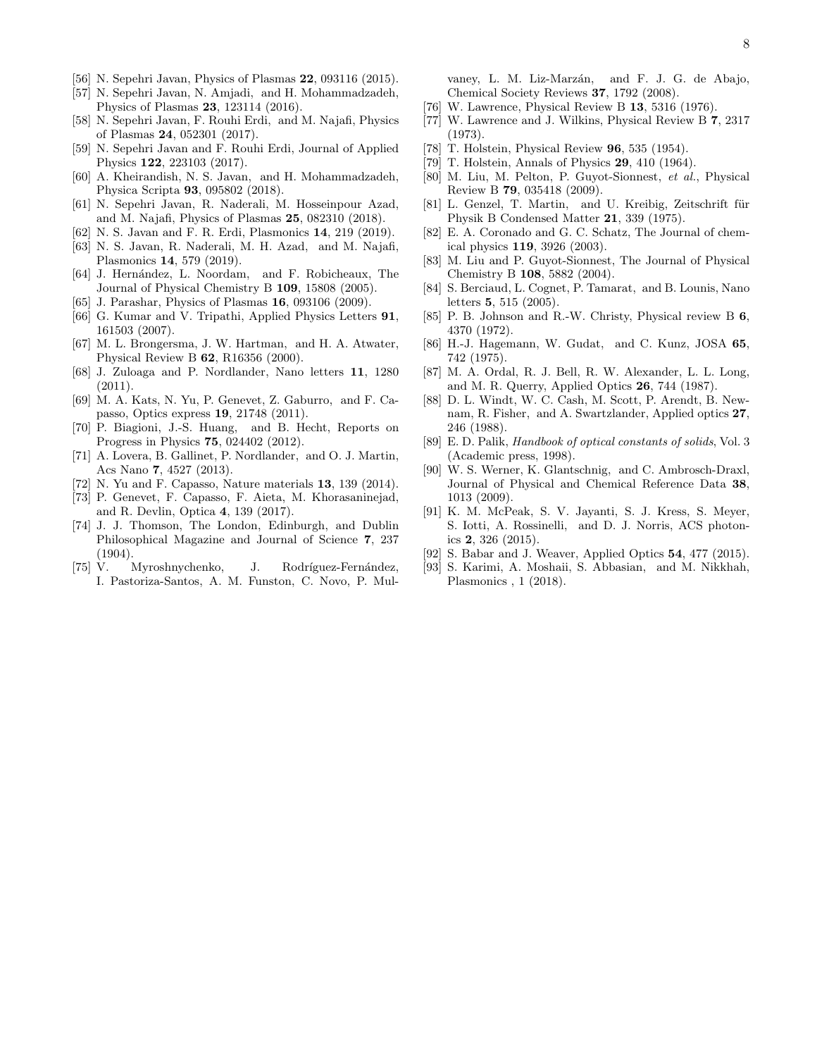- [56] N. Sepehri Javan, Physics of Plasmas **22**, 093116 (2015).
- [57] N. Sepehri Javan, N. Amjadi, and H. Mohammadzadeh, Physics of Plasmas **23**, 123114 (2016).
- [58] N. Sepehri Javan, F. Rouhi Erdi, and M. Najafi, Physics of Plasmas **24**, 052301 (2017).
- [59] N. Sepehri Javan and F. Rouhi Erdi, Journal of Applied Physics **122**, 223103 (2017).
- [60] A. Kheirandish, N. S. Javan, and H. Mohammadzadeh, Physica Scripta **93**, 095802 (2018).
- [61] N. Sepehri Javan, R. Naderali, M. Hosseinpour Azad, and M. Najafi, Physics of Plasmas **25**, 082310 (2018).
- [62] N. S. Javan and F. R. Erdi, Plasmonics **14**, 219 (2019).
- [63] N. S. Javan, R. Naderali, M. H. Azad, and M. Najafi, Plasmonics **14**, 579 (2019).
- [64] J. Hernández, L. Noordam, and F. Robicheaux, The Journal of Physical Chemistry B **109**, 15808 (2005).
- [65] J. Parashar, Physics of Plasmas **16**, 093106 (2009).
- [66] G. Kumar and V. Tripathi, Applied Physics Letters **91**, 161503 (2007).
- [67] M. L. Brongersma, J. W. Hartman, and H. A. Atwater, Physical Review B **62**, R16356 (2000).
- [68] J. Zuloaga and P. Nordlander, Nano letters **11**, 1280 (2011).
- [69] M. A. Kats, N. Yu, P. Genevet, Z. Gaburro, and F. Capasso, Optics express **19**, 21748 (2011).
- [70] P. Biagioni, J.-S. Huang, and B. Hecht, Reports on Progress in Physics **75**, 024402 (2012).
- [71] A. Lovera, B. Gallinet, P. Nordlander, and O. J. Martin, Acs Nano **7**, 4527 (2013).
- [72] N. Yu and F. Capasso, Nature materials **13**, 139 (2014).
- [73] P. Genevet, F. Capasso, F. Aieta, M. Khorasaninejad, and R. Devlin, Optica **4**, 139 (2017).
- [74] J. J. Thomson, The London, Edinburgh, and Dublin Philosophical Magazine and Journal of Science **7**, 237 (1904).
- [75] V. Myroshnychenko, J. Rodríguez-Fernández, I. Pastoriza-Santos, A. M. Funston, C. Novo, P. Mulvaney, L. M. Liz-Marzán, and F. J. G. de Abajo, Chemical Society Reviews **37**, 1792 (2008).
- [76] W. Lawrence, Physical Review B **13**, 5316 (1976).
- [77] W. Lawrence and J. Wilkins, Physical Review B **7**, 2317 (1973).
- [78] T. Holstein, Physical Review **96**, 535 (1954).
- [79] T. Holstein, Annals of Physics **29**, 410 (1964).
- [80] M. Liu, M. Pelton, P. Guyot-Sionnest, *et al.*, Physical Review B **79**, 035418 (2009).
- [81] L. Genzel, T. Martin, and U. Kreibig, Zeitschrift für Physik B Condensed Matter **21**, 339 (1975).
- [82] E. A. Coronado and G. C. Schatz, The Journal of chemical physics **119**, 3926 (2003).
- [83] M. Liu and P. Guyot-Sionnest, The Journal of Physical Chemistry B **108**, 5882 (2004).
- [84] S. Berciaud, L. Cognet, P. Tamarat, and B. Lounis, Nano letters **5**, 515 (2005).
- [85] P. B. Johnson and R.-W. Christy, Physical review B **6**, 4370 (1972).
- [86] H.-J. Hagemann, W. Gudat, and C. Kunz, JOSA **65**, 742 (1975).
- [87] M. A. Ordal, R. J. Bell, R. W. Alexander, L. L. Long, and M. R. Querry, Applied Optics **26**, 744 (1987).
- [88] D. L. Windt, W. C. Cash, M. Scott, P. Arendt, B. Newnam, R. Fisher, and A. Swartzlander, Applied optics **27**, 246 (1988).
- [89] E. D. Palik, *Handbook of optical constants of solids*, Vol. 3 (Academic press, 1998).
- [90] W. S. Werner, K. Glantschnig, and C. Ambrosch-Draxl, Journal of Physical and Chemical Reference Data **38**, 1013 (2009).
- [91] K. M. McPeak, S. V. Jayanti, S. J. Kress, S. Meyer, S. Iotti, A. Rossinelli, and D. J. Norris, ACS photonics **2**, 326 (2015).
- [92] S. Babar and J. Weaver, Applied Optics **54**, 477 (2015).
- [93] S. Karimi, A. Moshaii, S. Abbasian, and M. Nikkhah, Plasmonics , 1 (2018).